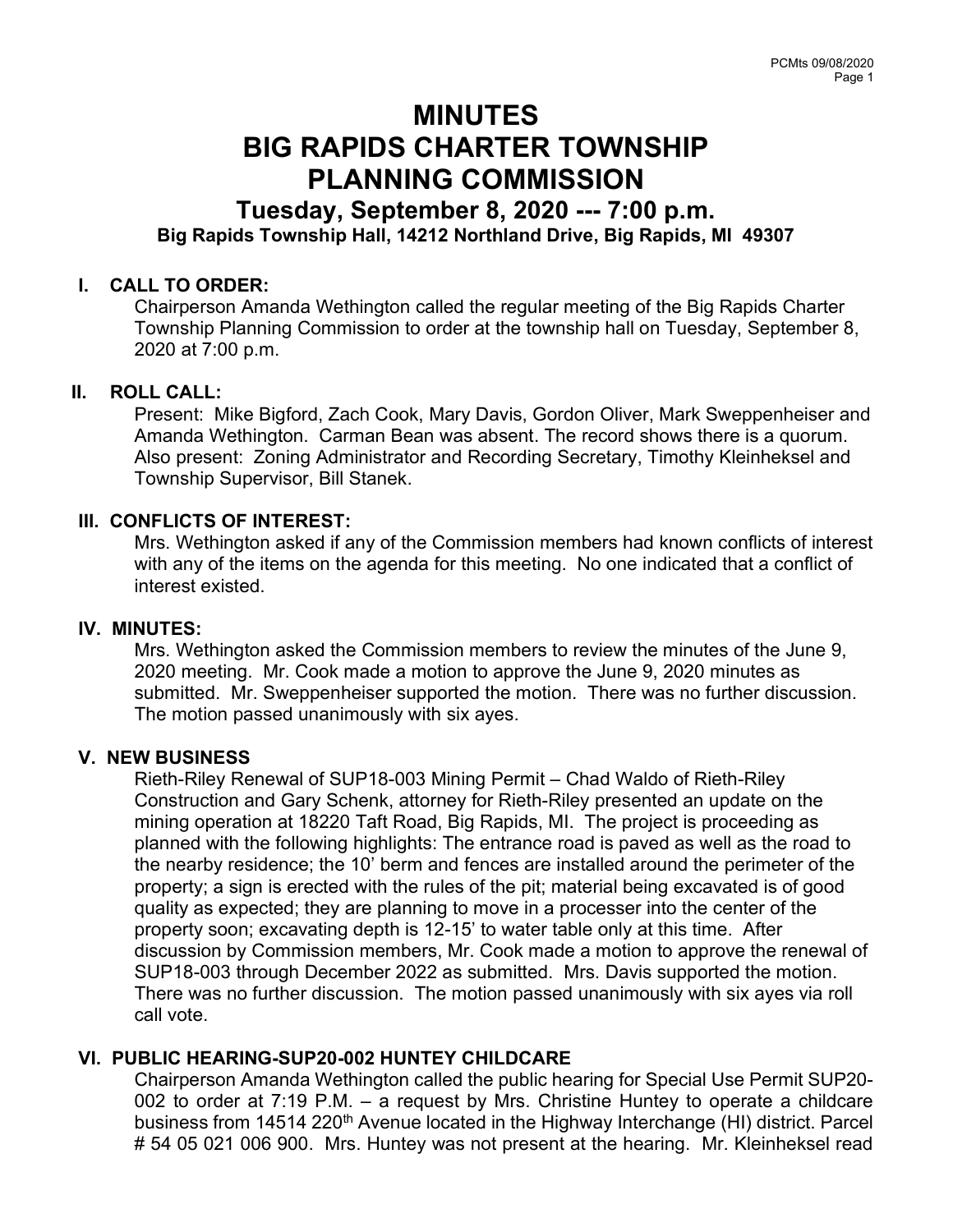# MINUTES
# BIG RAPIDS CHARTER TOWNSHIP
# PLANNING COMMISSION

## Tuesday, September 8, 2020 --- 7:00 p.m.

### Big Rapids Township Hall, 14212 Northland Drive, Big Rapids, MI 49307

**I. CALL TO ORDER:**

Chairperson Amanda Wethington called the regular meeting of the Big Rapids Charter Township Planning Commission to order at the township hall on Tuesday, September 8, 2020 at 7:00 p.m.

**II. ROLL CALL:**

Present: Mike Bigford, Zach Cook, Mary Davis, Gordon Oliver, Mark Sweppenheiser and Amanda Wethington. Carman Bean was absent. The record shows there is a quorum. Also present: Zoning Administrator and Recording Secretary, Timothy Kleinheksel and Township Supervisor, Bill Stanek.

**III. CONFLICTS OF INTEREST:**

Mrs. Wethington asked if any of the Commission members had known conflicts of interest with any of the items on the agenda for this meeting. No one indicated that a conflict of interest existed.

**IV. MINUTES:**

Mrs. Wethington asked the Commission members to review the minutes of the June 9, 2020 meeting. Mr. Cook made a motion to approve the June 9, 2020 minutes as submitted. Mr. Sweppenheiser supported the motion. There was no further discussion. The motion passed unanimously with six ayes.

**V. NEW BUSINESS**

Rieth-Riley Renewal of SUP18-003 Mining Permit – Chad Waldo of Rieth-Riley Construction and Gary Schenk, attorney for Rieth-Riley presented an update on the mining operation at 18220 Taft Road, Big Rapids, MI. The project is proceeding as planned with the following highlights: The entrance road is paved as well as the road to the nearby residence; the 10' berm and fences are installed around the perimeter of the property; a sign is erected with the rules of the pit; material being excavated is of good quality as expected; they are planning to move in a processer into the center of the property soon; excavating depth is 12-15' to water table only at this time. After discussion by Commission members, Mr. Cook made a motion to approve the renewal of SUP18-003 through December 2022 as submitted. Mrs. Davis supported the motion. There was no further discussion. The motion passed unanimously with six ayes via roll call vote.

**VI. PUBLIC HEARING-SUP20-002 HUNTEY CHILDCARE**

Chairperson Amanda Wethington called the public hearing for Special Use Permit SUP20-002 to order at 7:19 P.M. – a request by Mrs. Christine Huntey to operate a childcare business from 14514 220th Avenue located in the Highway Interchange (HI) district. Parcel # 54 05 021 006 900. Mrs. Huntey was not present at the hearing. Mr. Kleinheksel read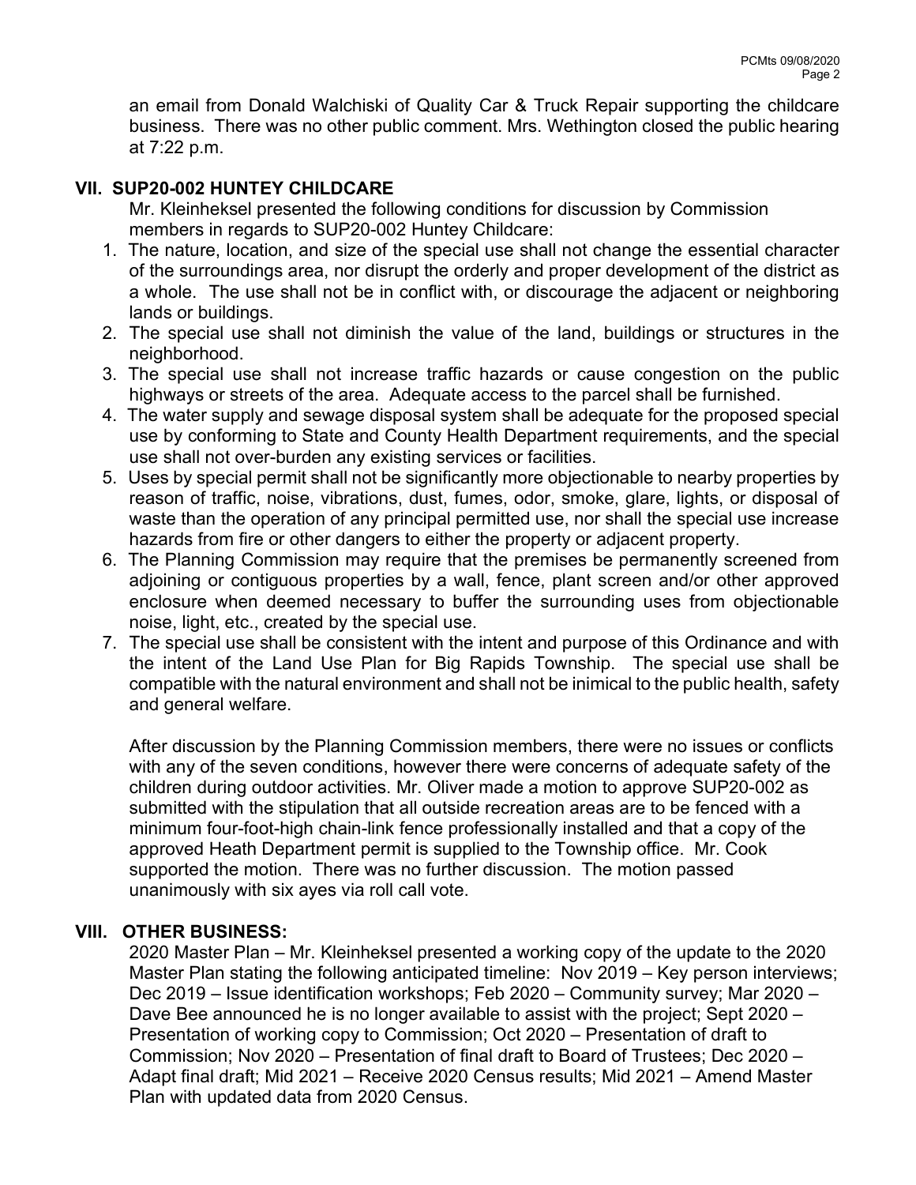an email from Donald Walchiski of Quality Car & Truck Repair supporting the childcare business. There was no other public comment. Mrs. Wethington closed the public hearing at 7:22 p.m.

## VII. SUP20-002 HUNTEY CHILDCARE

Mr. Kleinheksel presented the following conditions for discussion by Commission members in regards to SUP20-002 Huntey Childcare:

1. The nature, location, and size of the special use shall not change the essential character of the surroundings area, nor disrupt the orderly and proper development of the district as a whole. The use shall not be in conflict with, or discourage the adjacent or neighboring lands or buildings.
2. The special use shall not diminish the value of the land, buildings or structures in the neighborhood.
3. The special use shall not increase traffic hazards or cause congestion on the public highways or streets of the area. Adequate access to the parcel shall be furnished.
4. The water supply and sewage disposal system shall be adequate for the proposed special use by conforming to State and County Health Department requirements, and the special use shall not over-burden any existing services or facilities.
5. Uses by special permit shall not be significantly more objectionable to nearby properties by reason of traffic, noise, vibrations, dust, fumes, odor, smoke, glare, lights, or disposal of waste than the operation of any principal permitted use, nor shall the special use increase hazards from fire or other dangers to either the property or adjacent property.
6. The Planning Commission may require that the premises be permanently screened from adjoining or contiguous properties by a wall, fence, plant screen and/or other approved enclosure when deemed necessary to buffer the surrounding uses from objectionable noise, light, etc., created by the special use.
7. The special use shall be consistent with the intent and purpose of this Ordinance and with the intent of the Land Use Plan for Big Rapids Township. The special use shall be compatible with the natural environment and shall not be inimical to the public health, safety and general welfare.

After discussion by the Planning Commission members, there were no issues or conflicts with any of the seven conditions, however there were concerns of adequate safety of the children during outdoor activities. Mr. Oliver made a motion to approve SUP20-002 as submitted with the stipulation that all outside recreation areas are to be fenced with a minimum four-foot-high chain-link fence professionally installed and that a copy of the approved Heath Department permit is supplied to the Township office. Mr. Cook supported the motion. There was no further discussion. The motion passed unanimously with six ayes via roll call vote.

## VIII. OTHER BUSINESS:

2020 Master Plan – Mr. Kleinheksel presented a working copy of the update to the 2020 Master Plan stating the following anticipated timeline: Nov 2019 – Key person interviews; Dec 2019 – Issue identification workshops; Feb 2020 – Community survey; Mar 2020 – Dave Bee announced he is no longer available to assist with the project; Sept 2020 – Presentation of working copy to Commission; Oct 2020 – Presentation of draft to Commission; Nov 2020 – Presentation of final draft to Board of Trustees; Dec 2020 – Adapt final draft; Mid 2021 – Receive 2020 Census results; Mid 2021 – Amend Master Plan with updated data from 2020 Census.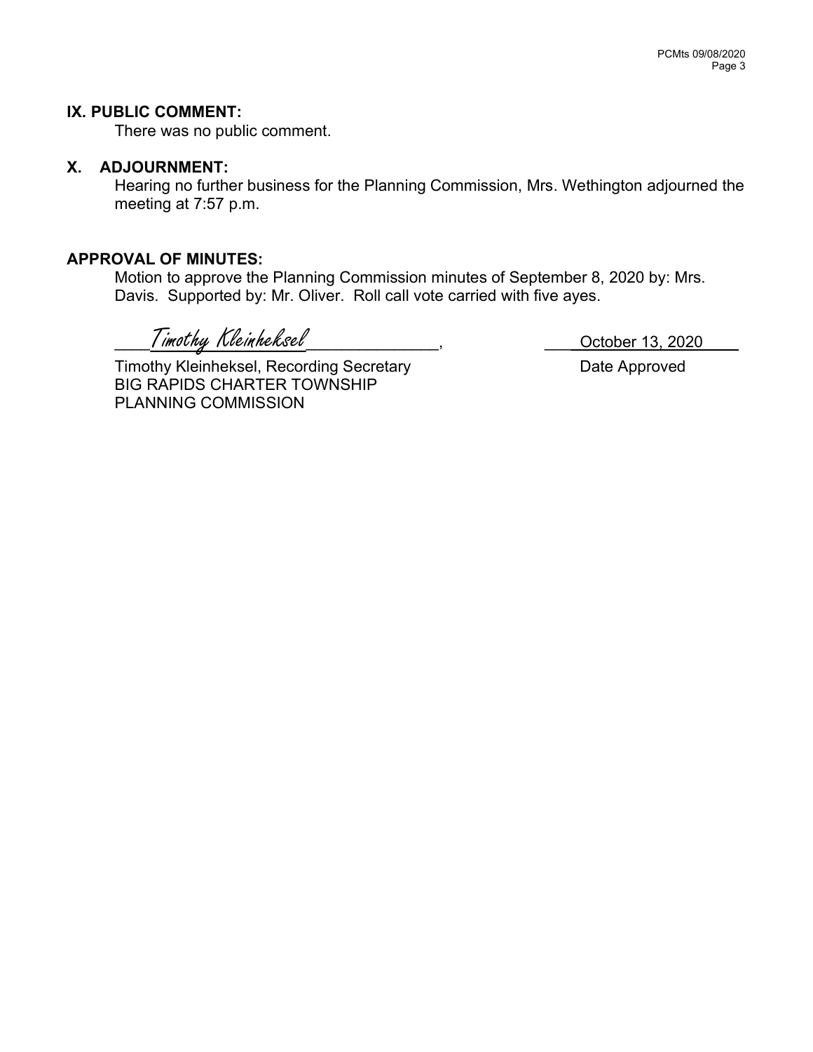## IX. PUBLIC COMMENT:

There was no public comment.

## X. ADJOURNMENT:

Hearing no further business for the Planning Commission, Mrs. Wethington adjourned the meeting at 7:57 p.m.

## APPROVAL OF MINUTES:

Motion to approve the Planning Commission minutes of September 8, 2020 by: Mrs. Davis. Supported by: Mr. Oliver. Roll call vote carried with five ayes.

Timothy Kleinheksel, October 13, 2020

Timothy Kleinheksel, Recording Secretary Date Approved
BIG RAPIDS CHARTER TOWNSHIP
PLANNING COMMISSION